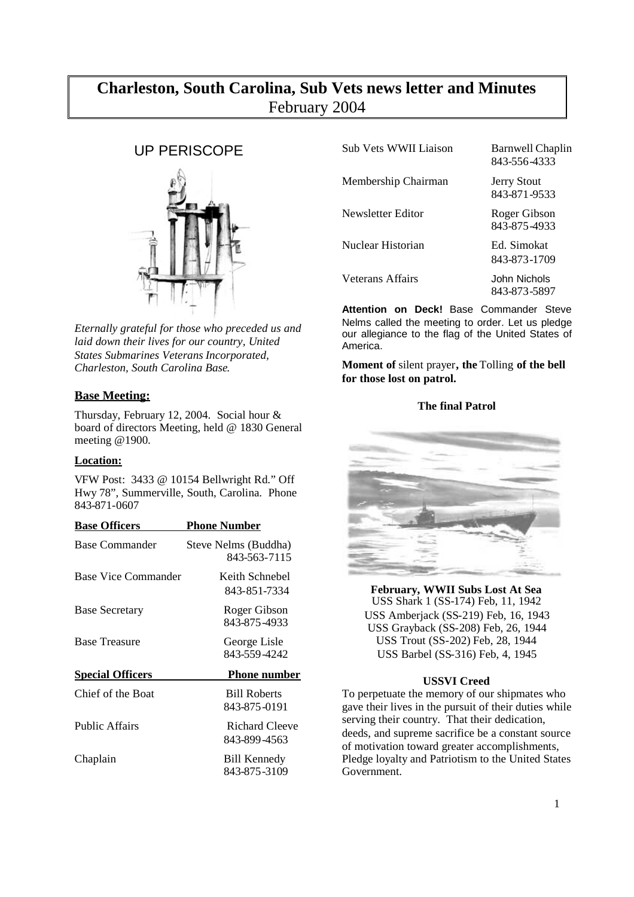# Charleston, South Carolina, Sub Vets news letter and Minutes
February 2004

## UP PERISCOPE

*Eternally grateful for those who preceded us and laid down their lives for our country, United States Submarines Veterans Incorporated, Charleston, South Carolina Base.*

**Base Meeting:**

Thursday, February 12, 2004. Social hour & board of directors Meeting, held @ 1830 General meeting @1900.

**Location:**

VFW Post: 3433 @ 10154 Bellwright Rd." Off Hwy 78", Summerville, South, Carolina. Phone 843-871-0607

| Base Officers | Phone Number |
|---|---|
| Base Commander | Steve Nelms (Buddha) 843-563-7115 |
| Base Vice Commander | Keith Schnebel 843-851-7334 |
| Base Secretary | Roger Gibson 843-875-4933 |
| Base Treasure | George Lisle 843-559-4242 |

| Special Officers | Phone number |
|---|---|
| Chief of the Boat | Bill Roberts 843-875-0191 |
| Public Affairs | Richard Cleeve 843-899-4563 |
| Chaplain | Bill Kennedy 843-875-3109 |
| Sub Vets WWII Liaison | Barnwell Chaplin 843-556-4333 |
| Membership Chairman | Jerry Stout 843-871-9533 |
| Newsletter Editor | Roger Gibson 843-875-4933 |
| Nuclear Historian | Ed. Simokat 843-873-1709 |
| Veterans Affairs | John Nichols 843-873-5897 |

**Attention on Deck!** Base Commander Steve Nelms called the meeting to order. Let us pledge our allegiance to the flag of the United States of America.

**Moment of** silent prayer**, the** Tolling **of the bell for those lost on patrol.**

**The final Patrol**

**February, WWII Subs Lost At Sea**
USS Shark 1 (SS-174) Feb, 11, 1942
USS Amberjack (SS-219) Feb, 16, 1943
USS Grayback (SS-208) Feb, 26, 1944
USS Trout (SS-202) Feb, 28, 1944
USS Barbel (SS-316) Feb, 4, 1945

**USSVI Creed**

To perpetuate the memory of our shipmates who gave their lives in the pursuit of their duties while serving their country. That their dedication, deeds, and supreme sacrifice be a constant source of motivation toward greater accomplishments, Pledge loyalty and Patriotism to the United States Government.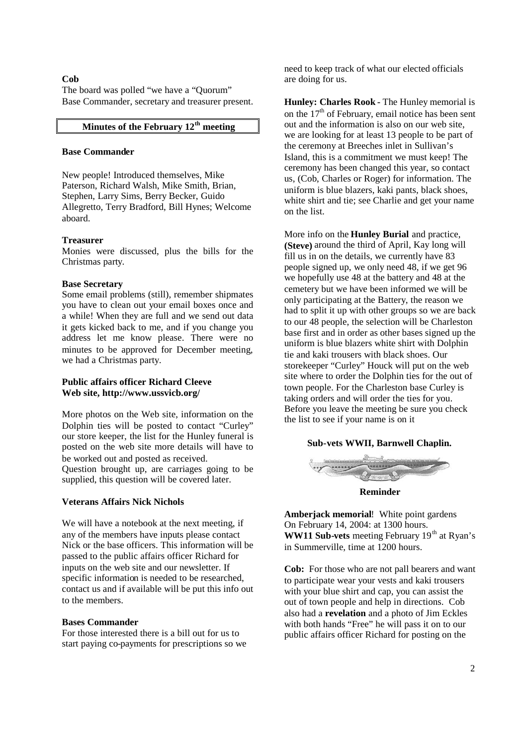**Cob**

The board was polled "we have a "Quorum" Base Commander, secretary and treasurer present.

## Minutes of the February 12th meeting

**Base Commander**

New people! Introduced themselves, Mike Paterson, Richard Walsh, Mike Smith, Brian, Stephen, Larry Sims, Berry Becker, Guido Allegretto, Terry Bradford, Bill Hynes; Welcome aboard.

**Treasurer**

Monies were discussed, plus the bills for the Christmas party.

**Base Secretary**

Some email problems (still), remember shipmates you have to clean out your email boxes once and a while! When they are full and we send out data it gets kicked back to me, and if you change you address let me know please. There were no minutes to be approved for December meeting, we had a Christmas party.

**Public affairs officer Richard Cleeve**
**Web site, http://www.ussvicb.org/**

More photos on the Web site, information on the Dolphin ties will be posted to contact "Curley" our store keeper, the list for the Hunley funeral is posted on the web site more details will have to be worked out and posted as received.
Question brought up, are carriages going to be supplied, this question will be covered later.

**Veterans Affairs Nick Nichols**

We will have a notebook at the next meeting, if any of the members have inputs please contact Nick or the base officers. This information will be passed to the public affairs officer Richard for inputs on the web site and our newsletter. If specific information is needed to be researched, contact us and if available will be put this info out to the members.

**Bases Commander**

For those interested there is a bill out for us to start paying co-payments for prescriptions so we need to keep track of what our elected officials are doing for us.

**Hunley: Charles Rook** - The Hunley memorial is on the 17th of February, email notice has been sent out and the information is also on our web site, we are looking for at least 13 people to be part of the ceremony at Breeches inlet in Sullivan's Island, this is a commitment we must keep! The ceremony has been changed this year, so contact us, (Cob, Charles or Roger) for information. The uniform is blue blazers, kaki pants, black shoes, white shirt and tie; see Charlie and get your name on the list.

More info on the **Hunley Burial** and practice, **(Steve)** around the third of April, Kay long will fill us in on the details, we currently have 83 people signed up, we only need 48, if we get 96 we hopefully use 48 at the battery and 48 at the cemetery but we have been informed we will be only participating at the Battery, the reason we had to split it up with other groups so we are back to our 48 people, the selection will be Charleston base first and in order as other bases signed up the uniform is blue blazers white shirt with Dolphin tie and kaki trousers with black shoes. Our storekeeper "Curley" Houck will put on the web site where to order the Dolphin ties for the out of town people. For the Charleston base Curley is taking orders and will order the ties for you. Before you leave the meeting be sure you check the list to see if your name is on it

**Sub-vets WWII, Barnwell Chaplin.**

**Reminder**

**Amberjack memorial**! White point gardens On February 14, 2004: at 1300 hours.
**WW11 Sub-vets** meeting February 19th at Ryan's in Summerville, time at 1200 hours.

**Cob:** For those who are not pall bearers and want to participate wear your vests and kaki trousers with your blue shirt and cap, you can assist the out of town people and help in directions. Cob also had a **revelation** and a photo of Jim Eckles with both hands "Free" he will pass it on to our public affairs officer Richard for posting on the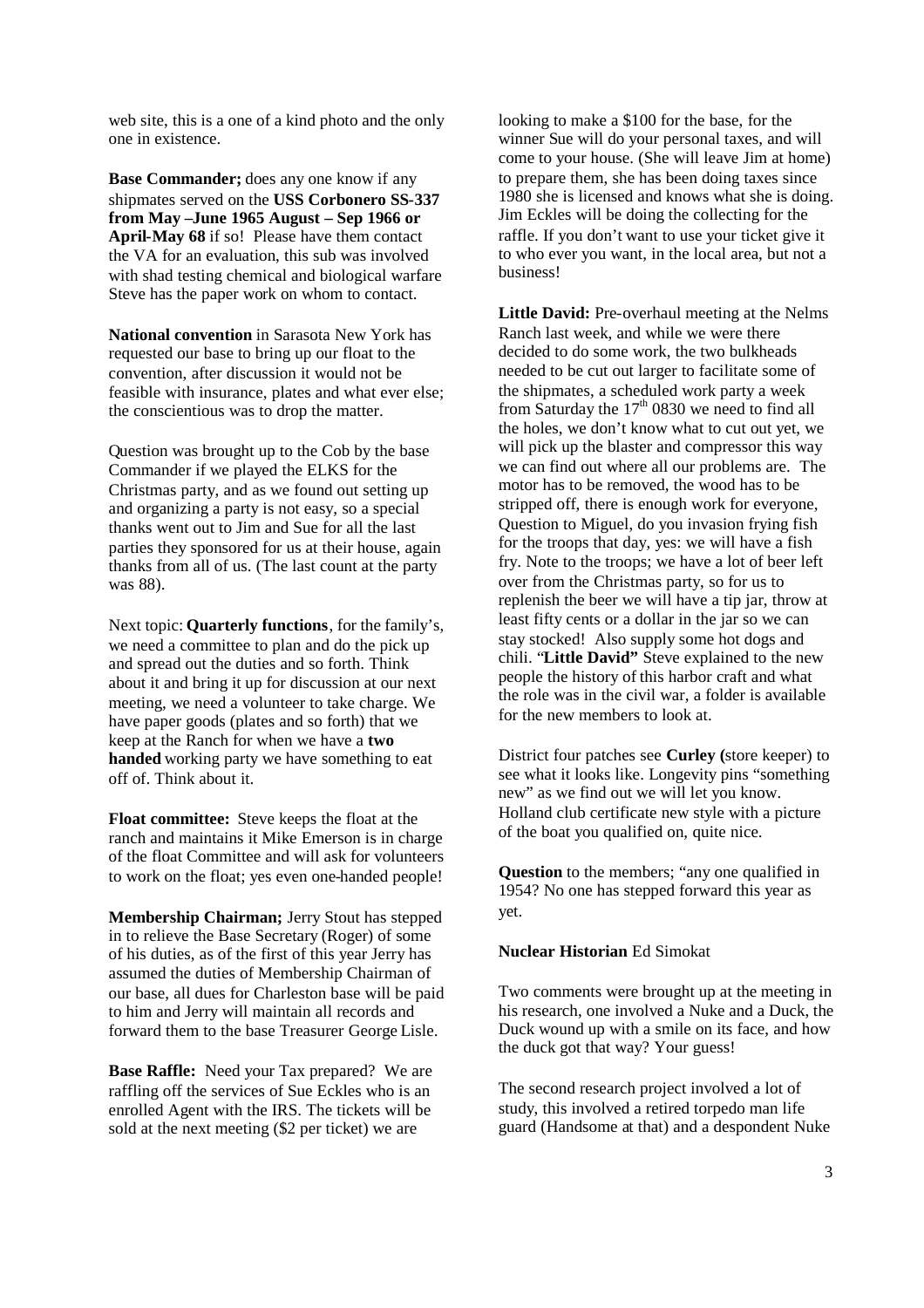web site, this is a one of a kind photo and the only one in existence.

**Base Commander;** does any one know if any shipmates served on the **USS Corbonero SS-337 from May –June 1965 August – Sep 1966 or April-May 68** if so! Please have them contact the VA for an evaluation, this sub was involved with shad testing chemical and biological warfare Steve has the paper work on whom to contact.

**National convention** in Sarasota New York has requested our base to bring up our float to the convention, after discussion it would not be feasible with insurance, plates and what ever else; the conscientious was to drop the matter.

Question was brought up to the Cob by the base Commander if we played the ELKS for the Christmas party, and as we found out setting up and organizing a party is not easy, so a special thanks went out to Jim and Sue for all the last parties they sponsored for us at their house, again thanks from all of us. (The last count at the party was 88).

Next topic: **Quarterly functions**, for the family's, we need a committee to plan and do the pick up and spread out the duties and so forth. Think about it and bring it up for discussion at our next meeting, we need a volunteer to take charge. We have paper goods (plates and so forth) that we keep at the Ranch for when we have a **two handed** working party we have something to eat off of. Think about it.

**Float committee:** Steve keeps the float at the ranch and maintains it Mike Emerson is in charge of the float Committee and will ask for volunteers to work on the float; yes even one-handed people!

**Membership Chairman;** Jerry Stout has stepped in to relieve the Base Secretary (Roger) of some of his duties, as of the first of this year Jerry has assumed the duties of Membership Chairman of our base, all dues for Charleston base will be paid to him and Jerry will maintain all records and forward them to the base Treasurer George Lisle.

**Base Raffle:** Need your Tax prepared? We are raffling off the services of Sue Eckles who is an enrolled Agent with the IRS. The tickets will be sold at the next meeting ($2 per ticket) we are looking to make a $100 for the base, for the winner Sue will do your personal taxes, and will come to your house. (She will leave Jim at home) to prepare them, she has been doing taxes since 1980 she is licensed and knows what she is doing. Jim Eckles will be doing the collecting for the raffle. If you don't want to use your ticket give it to who ever you want, in the local area, but not a business!

**Little David:** Pre-overhaul meeting at the Nelms Ranch last week, and while we were there decided to do some work, the two bulkheads needed to be cut out larger to facilitate some of the shipmates, a scheduled work party a week from Saturday the 17th 0830 we need to find all the holes, we don't know what to cut out yet, we will pick up the blaster and compressor this way we can find out where all our problems are. The motor has to be removed, the wood has to be stripped off, there is enough work for everyone, Question to Miguel, do you invasion frying fish for the troops that day, yes: we will have a fish fry. Note to the troops; we have a lot of beer left over from the Christmas party, so for us to replenish the beer we will have a tip jar, throw at least fifty cents or a dollar in the jar so we can stay stocked! Also supply some hot dogs and chili. "**Little David"** Steve explained to the new people the history of this harbor craft and what the role was in the civil war, a folder is available for the new members to look at.

District four patches see **Curley (**store keeper) to see what it looks like. Longevity pins "something new" as we find out we will let you know. Holland club certificate new style with a picture of the boat you qualified on, quite nice.

**Question** to the members; "any one qualified in 1954? No one has stepped forward this year as yet.

**Nuclear Historian** Ed Simokat

Two comments were brought up at the meeting in his research, one involved a Nuke and a Duck, the Duck wound up with a smile on its face, and how the duck got that way? Your guess!

The second research project involved a lot of study, this involved a retired torpedo man life guard (Handsome at that) and a despondent Nuke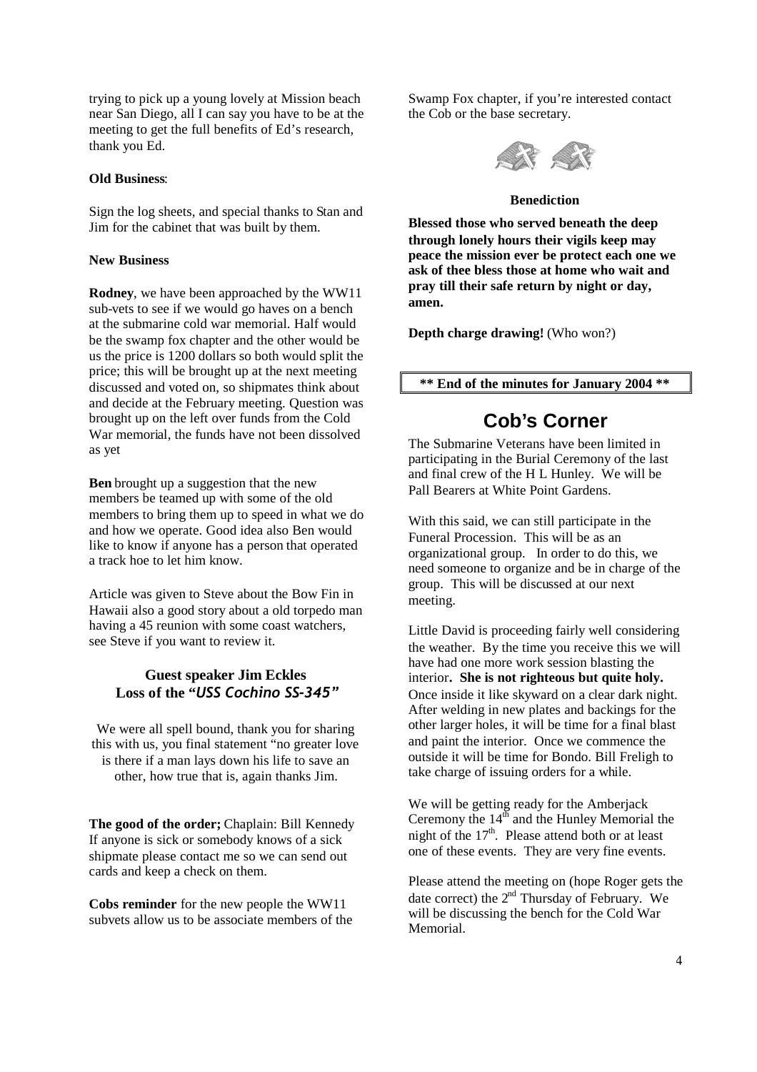trying to pick up a young lovely at Mission beach near San Diego, all I can say you have to be at the meeting to get the full benefits of Ed's research, thank you Ed.

**Old Business**:

Sign the log sheets, and special thanks to Stan and Jim for the cabinet that was built by them.

**New Business**

**Rodney**, we have been approached by the WW11 sub-vets to see if we would go haves on a bench at the submarine cold war memorial. Half would be the swamp fox chapter and the other would be us the price is 1200 dollars so both would split the price; this will be brought up at the next meeting discussed and voted on, so shipmates think about and decide at the February meeting. Question was brought up on the left over funds from the Cold War memorial, the funds have not been dissolved as yet

**Ben** brought up a suggestion that the new members be teamed up with some of the old members to bring them up to speed in what we do and how we operate. Good idea also Ben would like to know if anyone has a person that operated a track hoe to let him know.

Article was given to Steve about the Bow Fin in Hawaii also a good story about a old torpedo man having a 45 reunion with some coast watchers, see Steve if you want to review it.

### Guest speaker Jim Eckles
### Loss of the "*USS Cochino SS-345*"

We were all spell bound, thank you for sharing this with us, you final statement "no greater love is there if a man lays down his life to save an other, how true that is, again thanks Jim.

**The good of the order;** Chaplain: Bill Kennedy
If anyone is sick or somebody knows of a sick shipmate please contact me so we can send out cards and keep a check on them.

**Cobs reminder** for the new people the WW11 subvets allow us to be associate members of the Swamp Fox chapter, if you're interested contact the Cob or the base secretary.

**Benediction**

**Blessed those who served beneath the deep through lonely hours their vigils keep may peace the mission ever be protect each one we ask of thee bless those at home who wait and pray till their safe return by night or day, amen.**

**Depth charge drawing!** (Who won?)

**\*\* End of the minutes for January 2004 \*\***

## Cob's Corner

The Submarine Veterans have been limited in participating in the Burial Ceremony of the last and final crew of the H L Hunley. We will be Pall Bearers at White Point Gardens.

With this said, we can still participate in the Funeral Procession. This will be as an organizational group. In order to do this, we need someone to organize and be in charge of the group. This will be discussed at our next meeting.

Little David is proceeding fairly well considering the weather. By the time you receive this we will have had one more work session blasting the interior**. She is not righteous but quite holy.** Once inside it like skyward on a clear dark night. After welding in new plates and backings for the other larger holes, it will be time for a final blast and paint the interior. Once we commence the outside it will be time for Bondo. Bill Freligh to take charge of issuing orders for a while.

We will be getting ready for the Amberjack Ceremony the 14th and the Hunley Memorial the night of the 17th. Please attend both or at least one of these events. They are very fine events.

Please attend the meeting on (hope Roger gets the date correct) the 2nd Thursday of February. We will be discussing the bench for the Cold War Memorial.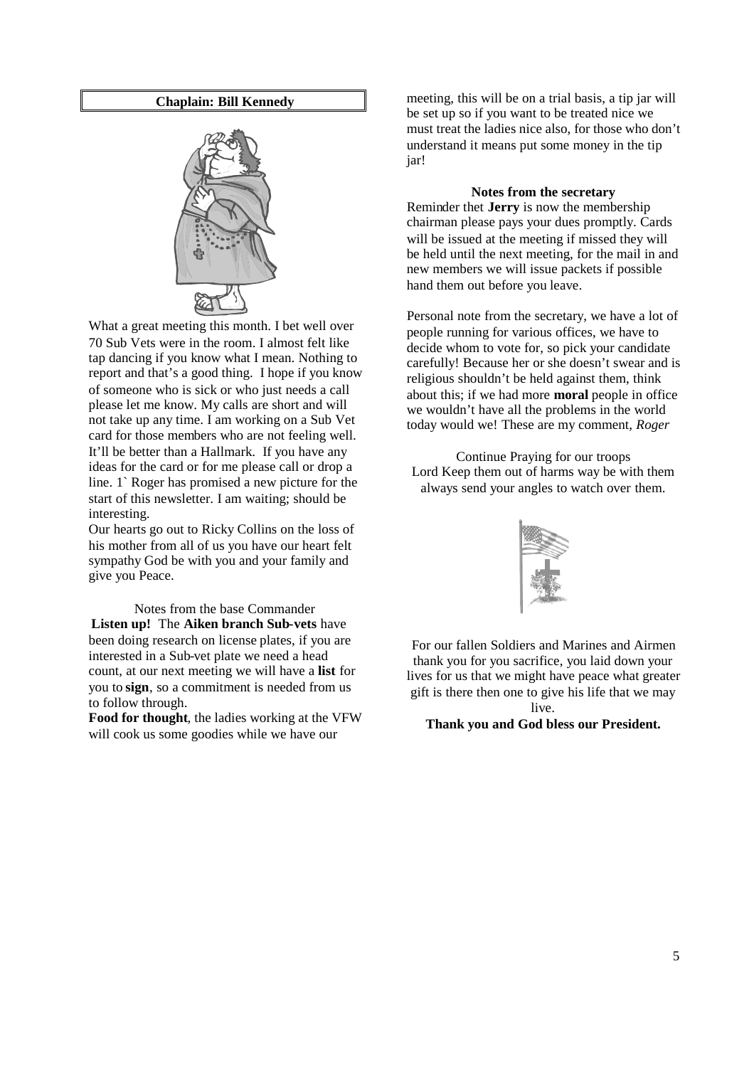## Chaplain: Bill Kennedy

What a great meeting this month. I bet well over 70 Sub Vets were in the room. I almost felt like tap dancing if you know what I mean. Nothing to report and that's a good thing. I hope if you know of someone who is sick or who just needs a call please let me know. My calls are short and will not take up any time. I am working on a Sub Vet card for those members who are not feeling well. It'll be better than a Hallmark. If you have any ideas for the card or for me please call or drop a line. 1` Roger has promised a new picture for the start of this newsletter. I am waiting; should be interesting.

Our hearts go out to Ricky Collins on the loss of his mother from all of us you have our heart felt sympathy God be with you and your family and give you Peace.

Notes from the base Commander

**Listen up!** The **Aiken branch Sub-vets** have been doing research on license plates, if you are interested in a Sub-vet plate we need a head count, at our next meeting we will have a **list** for you to **sign**, so a commitment is needed from us to follow through.

**Food for thought**, the ladies working at the VFW will cook us some goodies while we have our meeting, this will be on a trial basis, a tip jar will be set up so if you want to be treated nice we must treat the ladies nice also, for those who don't understand it means put some money in the tip jar!

**Notes from the secretary**

Reminder thet **Jerry** is now the membership chairman please pays your dues promptly. Cards will be issued at the meeting if missed they will be held until the next meeting, for the mail in and new members we will issue packets if possible hand them out before you leave.

Personal note from the secretary, we have a lot of people running for various offices, we have to decide whom to vote for, so pick your candidate carefully! Because her or she doesn't swear and is religious shouldn't be held against them, think about this; if we had more **moral** people in office we wouldn't have all the problems in the world today would we! These are my comment, *Roger*

Continue Praying for our troops
Lord Keep them out of harms way be with them always send your angles to watch over them.

For our fallen Soldiers and Marines and Airmen thank you for you sacrifice, you laid down your lives for us that we might have peace what greater gift is there then one to give his life that we may live.

**Thank you and God bless our President.**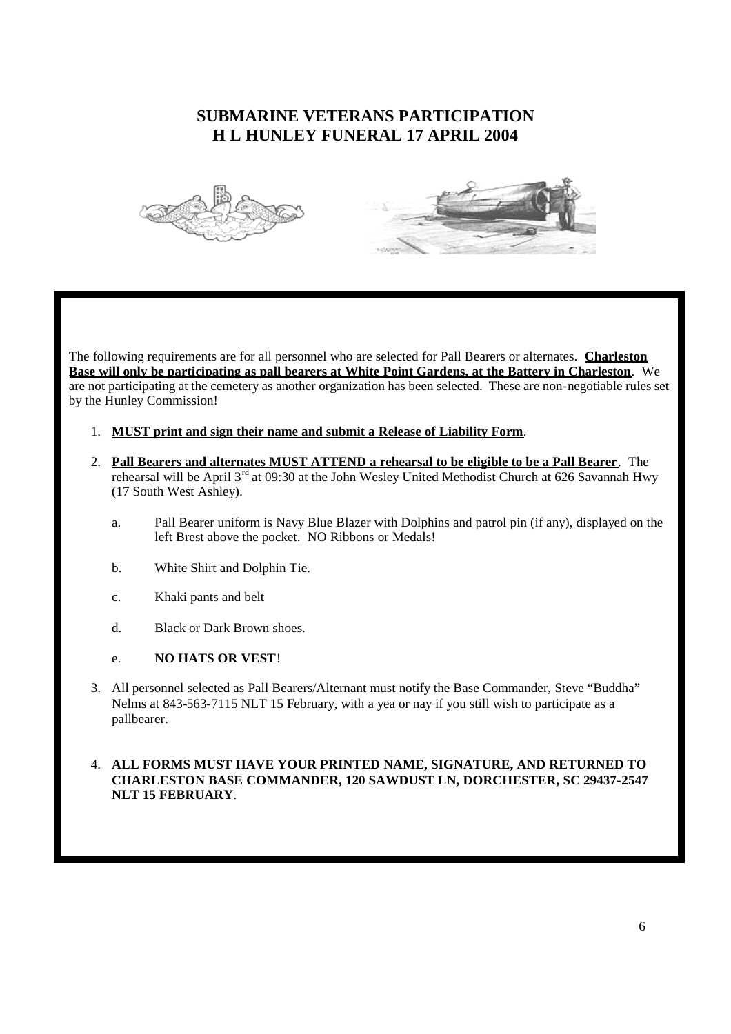# SUBMARINE VETERANS PARTICIPATION
# H L HUNLEY FUNERAL 17 APRIL 2004

The following requirements are for all personnel who are selected for Pall Bearers or alternates. **Charleston Base will only be participating as pall bearers at White Point Gardens, at the Battery in Charleston**. We are not participating at the cemetery as another organization has been selected. These are non-negotiable rules set by the Hunley Commission!

1. **MUST print and sign their name and submit a Release of Liability Form**.
2. **Pall Bearers and alternates MUST ATTEND a rehearsal to be eligible to be a Pall Bearer**. The rehearsal will be April 3rd at 09:30 at the John Wesley United Methodist Church at 626 Savannah Hwy (17 South West Ashley).
   a. Pall Bearer uniform is Navy Blue Blazer with Dolphins and patrol pin (if any), displayed on the left Brest above the pocket. NO Ribbons or Medals!
   b. White Shirt and Dolphin Tie.
   c. Khaki pants and belt
   d. Black or Dark Brown shoes.
   e. **NO HATS OR VEST**!
3. All personnel selected as Pall Bearers/Alternant must notify the Base Commander, Steve "Buddha" Nelms at 843-563-7115 NLT 15 February, with a yea or nay if you still wish to participate as a pallbearer.
4. **ALL FORMS MUST HAVE YOUR PRINTED NAME, SIGNATURE, AND RETURNED TO CHARLESTON BASE COMMANDER, 120 SAWDUST LN, DORCHESTER, SC 29437-2547 NLT 15 FEBRUARY**.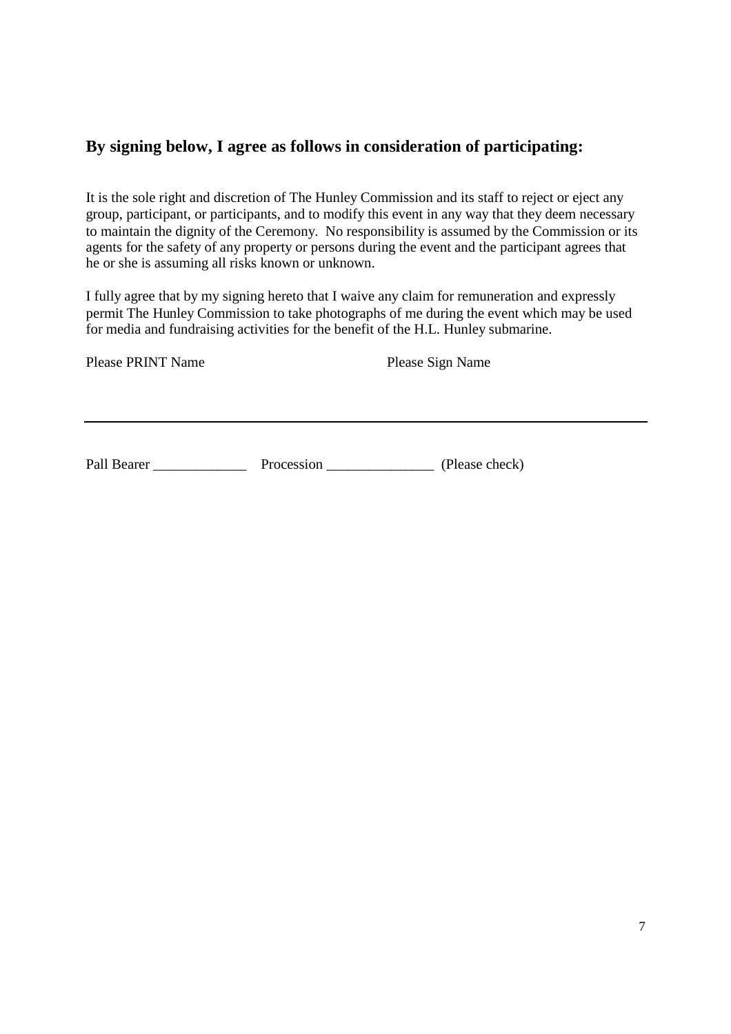### By signing below, I agree as follows in consideration of participating:

It is the sole right and discretion of The Hunley Commission and its staff to reject or eject any group, participant, or participants, and to modify this event in any way that they deem necessary to maintain the dignity of the Ceremony. No responsibility is assumed by the Commission or its agents for the safety of any property or persons during the event and the participant agrees that he or she is assuming all risks known or unknown.

I fully agree that by my signing hereto that I waive any claim for remuneration and expressly permit The Hunley Commission to take photographs of me during the event which may be used for media and fundraising activities for the benefit of the H.L. Hunley submarine.

Please PRINT Name                    Please Sign Name

---

Pall Bearer _____________ Procession _______________ (Please check)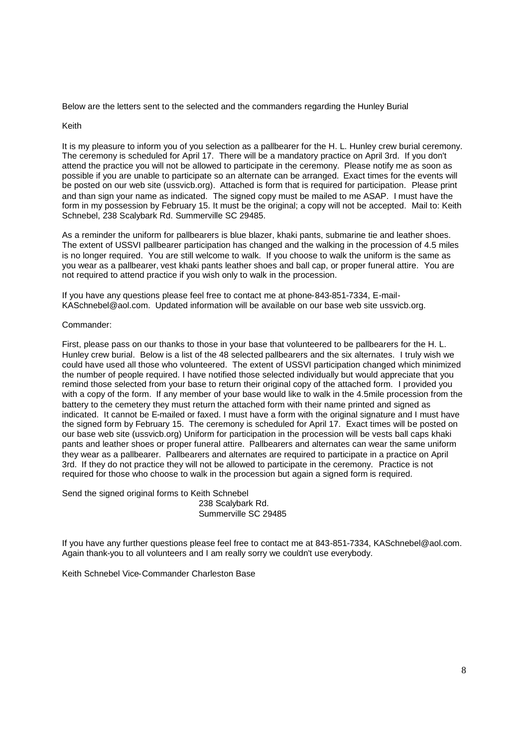Below are the letters sent to the selected and the commanders regarding the Hunley Burial

Keith

It is my pleasure to inform you of you selection as a pallbearer for the H. L. Hunley crew burial ceremony. The ceremony is scheduled for April 17. There will be a mandatory practice on April 3rd. If you don't attend the practice you will not be allowed to participate in the ceremony. Please notify me as soon as possible if you are unable to participate so an alternate can be arranged. Exact times for the events will be posted on our web site (ussvicb.org). Attached is form that is required for participation. Please print and than sign your name as indicated. The signed copy must be mailed to me ASAP. I must have the form in my possession by February 15. It must be the original; a copy will not be accepted. Mail to: Keith Schnebel, 238 Scalybark Rd. Summerville SC 29485.

As a reminder the uniform for pallbearers is blue blazer, khaki pants, submarine tie and leather shoes. The extent of USSVI pallbearer participation has changed and the walking in the procession of 4.5 miles is no longer required. You are still welcome to walk. If you choose to walk the uniform is the same as you wear as a pallbearer, vest khaki pants leather shoes and ball cap, or proper funeral attire. You are not required to attend practice if you wish only to walk in the procession.

If you have any questions please feel free to contact me at phone-843-851-7334, E-mail-KASchnebel@aol.com. Updated information will be available on our base web site ussvicb.org.

Commander:

First, please pass on our thanks to those in your base that volunteered to be pallbearers for the H. L. Hunley crew burial. Below is a list of the 48 selected pallbearers and the six alternates. I truly wish we could have used all those who volunteered. The extent of USSVI participation changed which minimized the number of people required. I have notified those selected individually but would appreciate that you remind those selected from your base to return their original copy of the attached form. I provided you with a copy of the form. If any member of your base would like to walk in the 4.5mile procession from the battery to the cemetery they must return the attached form with their name printed and signed as indicated. It cannot be E-mailed or faxed. I must have a form with the original signature and I must have the signed form by February 15. The ceremony is scheduled for April 17. Exact times will be posted on our base web site (ussvicb.org) Uniform for participation in the procession will be vests ball caps khaki pants and leather shoes or proper funeral attire. Pallbearers and alternates can wear the same uniform they wear as a pallbearer. Pallbearers and alternates are required to participate in a practice on April 3rd. If they do not practice they will not be allowed to participate in the ceremony. Practice is not required for those who choose to walk in the procession but again a signed form is required.

Send the signed original forms to Keith Schnebel  
238 Scalybark Rd.  
Summerville SC 29485

If you have any further questions please feel free to contact me at 843-851-7334, KASchnebel@aol.com. Again thank-you to all volunteers and I am really sorry we couldn't use everybody.

Keith Schnebel Vice-Commander Charleston Base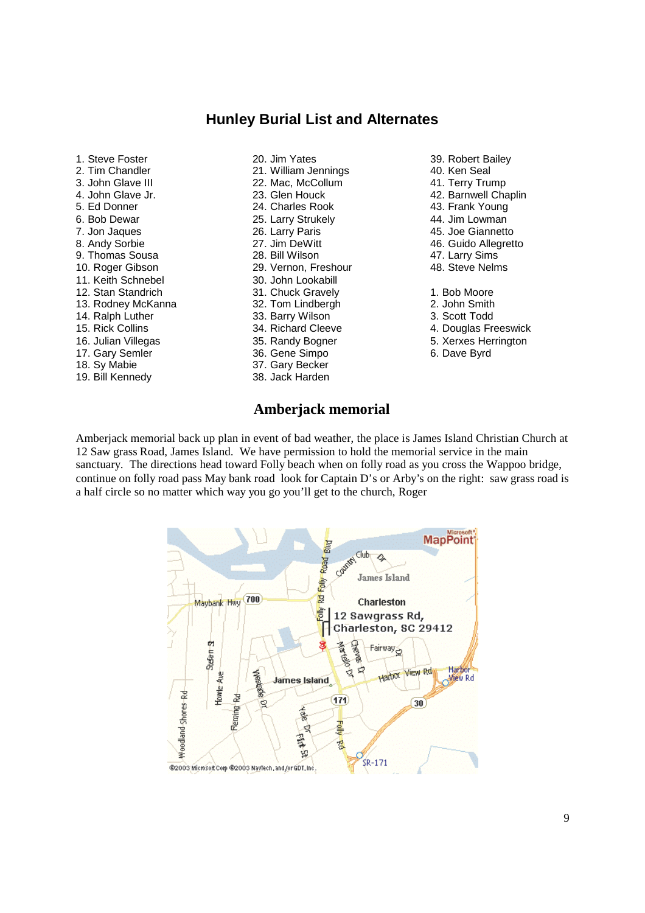## Hunley Burial List and Alternates

1. Steve Foster
2. Tim Chandler
3. John Glave III
4. John Glave Jr.
5. Ed Donner
6. Bob Dewar
7. Jon Jaques
8. Andy Sorbie
9. Thomas Sousa
10. Roger Gibson
11. Keith Schnebel
12. Stan Standrich
13. Rodney McKanna
14. Ralph Luther
15. Rick Collins
16. Julian Villegas
17. Gary Semler
18. Sy Mabie
19. Bill Kennedy
20. Jim Yates
21. William Jennings
22. Mac, McCollum
23. Glen Houck
24. Charles Rook
25. Larry Strukely
26. Larry Paris
27. Jim DeWitt
28. Bill Wilson
29. Vernon, Freshour
30. John Lookabill
31. Chuck Gravely
32. Tom Lindbergh
33. Barry Wilson
34. Richard Cleeve
35. Randy Bogner
36. Gene Simpo
37. Gary Becker
38. Jack Harden
39. Robert Bailey
40. Ken Seal
41. Terry Trump
42. Barnwell Chaplin
43. Frank Young
44. Jim Lowman
45. Joe Giannetto
46. Guido Allegretto
47. Larry Sims
48. Steve Nelms

1. Bob Moore
2. John Smith
3. Scott Todd
4. Douglas Freeswick
5. Xerxes Herrington
6. Dave Byrd

## Amberjack memorial

Amberjack memorial back up plan in event of bad weather, the place is James Island Christian Church at 12 Saw grass Road, James Island. We have permission to hold the memorial service in the main sanctuary. The directions head toward Folly beach when on folly road as you cross the Wappoo bridge, continue on folly road pass May bank road look for Captain D's or Arby's on the right: saw grass road is a half circle so no matter which way you go you'll get to the church, Roger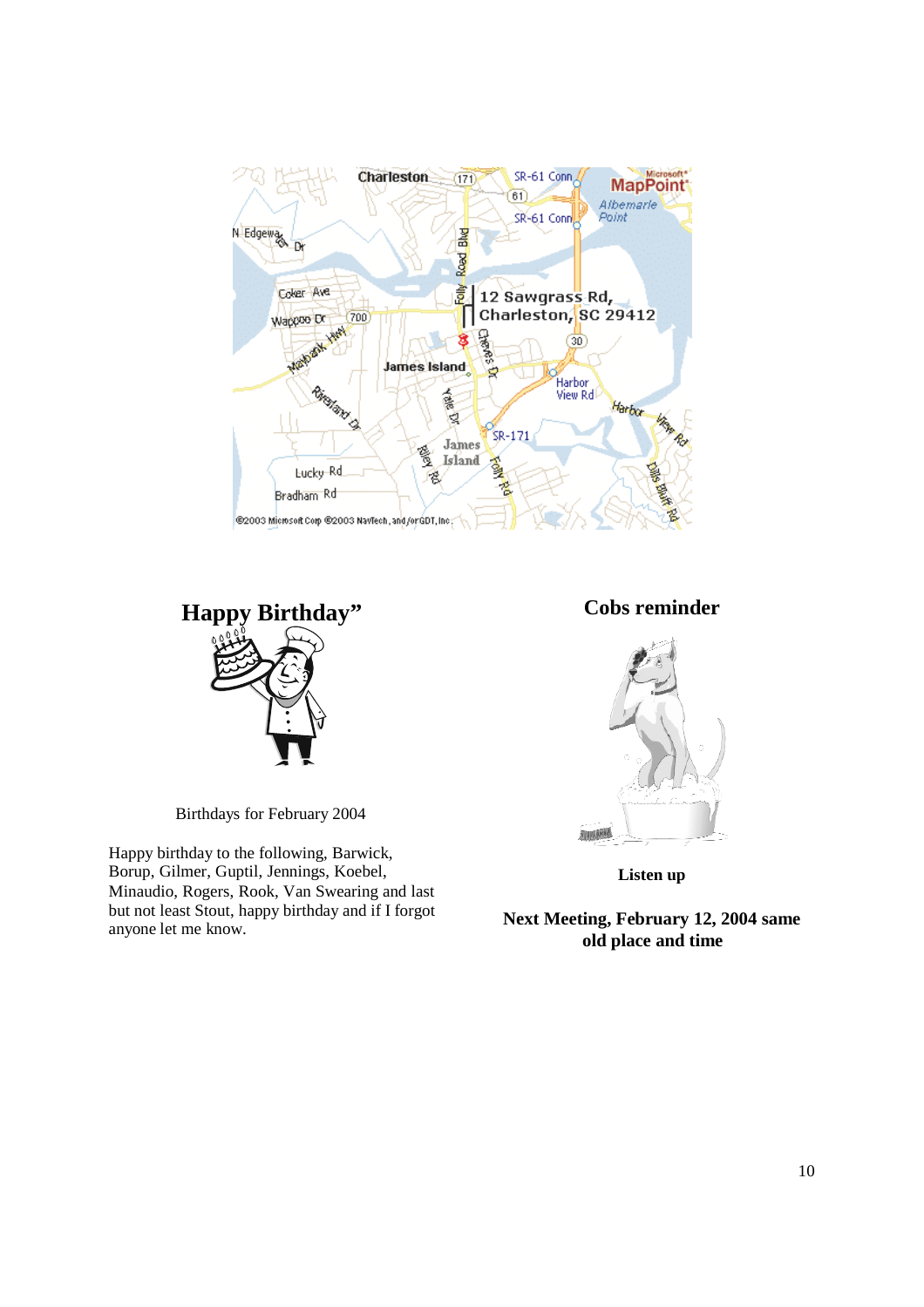12 Sawgrass Rd,
Charleston, SC 29412

## Happy Birthday”

Birthdays for February 2004

Happy birthday to the following, Barwick, Borup, Gilmer, Guptil, Jennings, Koebel, Minaudio, Rogers, Rook, Van Swearing and last but not least Stout, happy birthday and if I forgot anyone let me know.

## Cobs reminder

**Listen up**

**Next Meeting, February 12, 2004 same old place and time**